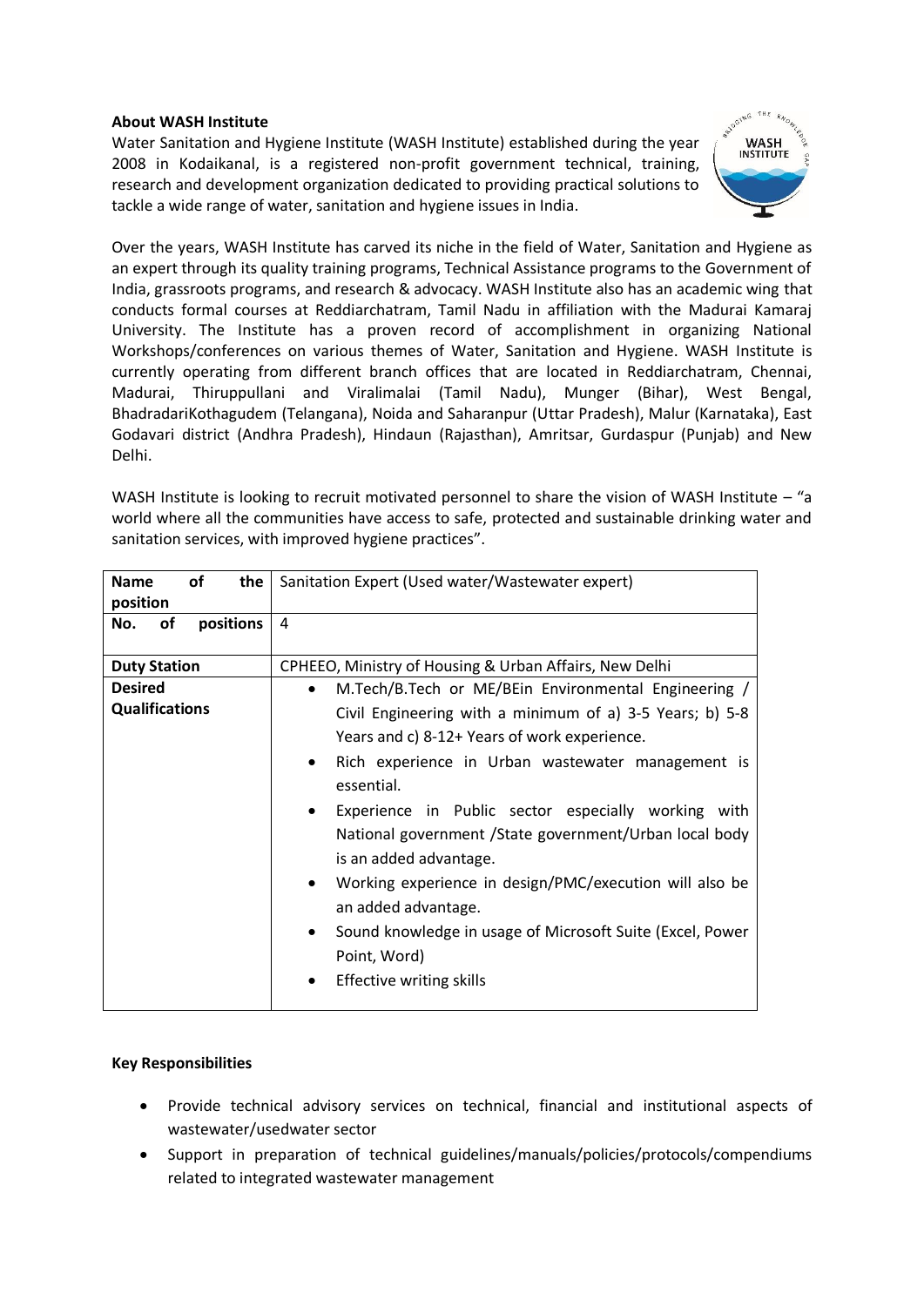**About WASH Institute**

Water Sanitation and Hygiene Institute (WASH Institute) established during the year 2008 in Kodaikanal, is a registered non-profit government technical, training, research and development organization dedicated to providing practical solutions to tackle a wide range of water, sanitation and hygiene issues in India.

Over the years, WASH Institute has carved its niche in the field of Water, Sanitation and Hygiene as an expert through its quality training programs, Technical Assistance programs to the Government of India, grassroots programs, and research & advocacy. WASH Institute also has an academic wing that conducts formal courses at Reddiarchatram, Tamil Nadu in affiliation with the Madurai Kamaraj University. The Institute has a proven record of accomplishment in organizing National Workshops/conferences on various themes of Water, Sanitation and Hygiene. WASH Institute is currently operating from different branch offices that are located in Reddiarchatram, Chennai, Madurai, Thiruppullani and Viralimalai (Tamil Nadu), Munger (Bihar), West Bengal, BhadradariKothagudem (Telangana), Noida and Saharanpur (Uttar Pradesh), Malur (Karnataka), East Godavari district (Andhra Pradesh), Hindaun (Rajasthan), Amritsar, Gurdaspur (Punjab) and New Delhi.

WASH Institute is looking to recruit motivated personnel to share the vision of WASH Institute – "a world where all the communities have access to safe, protected and sustainable drinking water and sanitation services, with improved hygiene practices".

| **Name of the position** | Sanitation Expert (Used water/Wastewater expert) |
|---|---|
| **No. of positions** | 4 |
| **Duty Station** | CPHEEO, Ministry of Housing & Urban Affairs, New Delhi |
| **Desired Qualifications** | • M.Tech/B.Tech or ME/BEin Environmental Engineering / Civil Engineering with a minimum of a) 3-5 Years; b) 5-8 Years and c) 8-12+ Years of work experience.<br>• Rich experience in Urban wastewater management is essential.<br>• Experience in Public sector especially working with National government /State government/Urban local body is an added advantage.<br>• Working experience in design/PMC/execution will also be an added advantage.<br>• Sound knowledge in usage of Microsoft Suite (Excel, Power Point, Word)<br>• Effective writing skills |

**Key Responsibilities**

- Provide technical advisory services on technical, financial and institutional aspects of wastewater/usedwater sector
- Support in preparation of technical guidelines/manuals/policies/protocols/compendiums related to integrated wastewater management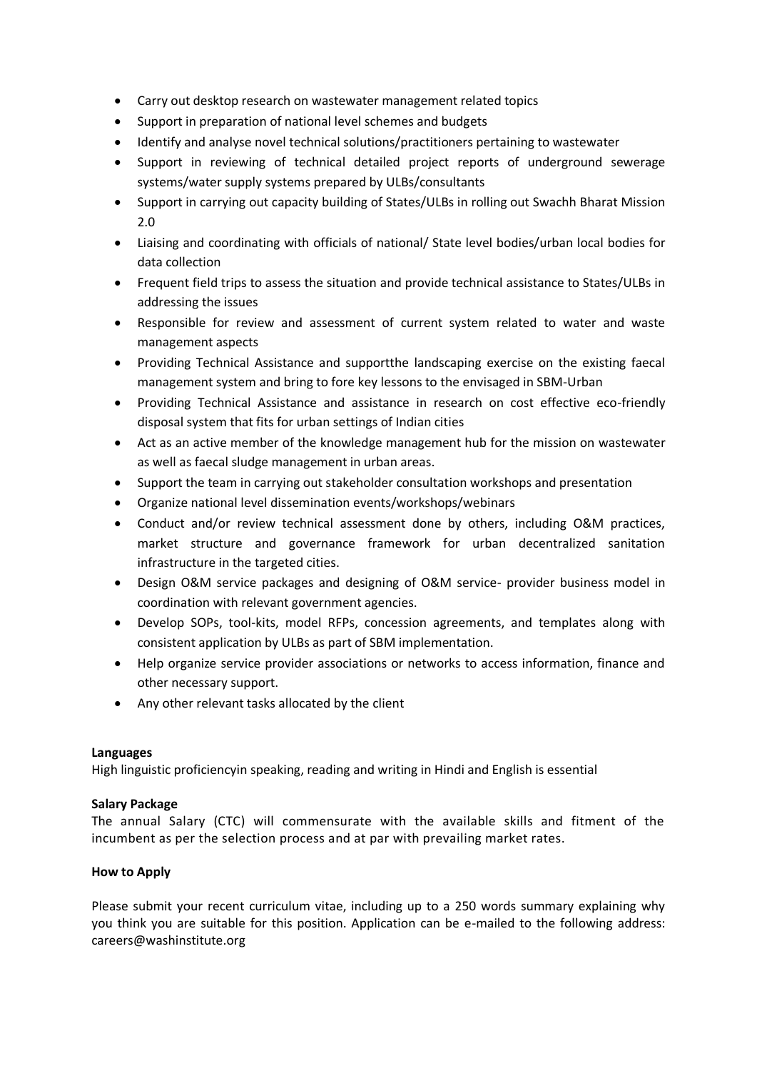- Carry out desktop research on wastewater management related topics
- Support in preparation of national level schemes and budgets
- Identify and analyse novel technical solutions/practitioners pertaining to wastewater
- Support in reviewing of technical detailed project reports of underground sewerage systems/water supply systems prepared by ULBs/consultants
- Support in carrying out capacity building of States/ULBs in rolling out Swachh Bharat Mission 2.0
- Liaising and coordinating with officials of national/ State level bodies/urban local bodies for data collection
- Frequent field trips to assess the situation and provide technical assistance to States/ULBs in addressing the issues
- Responsible for review and assessment of current system related to water and waste management aspects
- Providing Technical Assistance and supportthe landscaping exercise on the existing faecal management system and bring to fore key lessons to the envisaged in SBM-Urban
- Providing Technical Assistance and assistance in research on cost effective eco-friendly disposal system that fits for urban settings of Indian cities
- Act as an active member of the knowledge management hub for the mission on wastewater as well as faecal sludge management in urban areas.
- Support the team in carrying out stakeholder consultation workshops and presentation
- Organize national level dissemination events/workshops/webinars
- Conduct and/or review technical assessment done by others, including O&M practices, market structure and governance framework for urban decentralized sanitation infrastructure in the targeted cities.
- Design O&M service packages and designing of O&M service- provider business model in coordination with relevant government agencies.
- Develop SOPs, tool-kits, model RFPs, concession agreements, and templates along with consistent application by ULBs as part of SBM implementation.
- Help organize service provider associations or networks to access information, finance and other necessary support.
- Any other relevant tasks allocated by the client

**Languages**

High linguistic proficiencyin speaking, reading and writing in Hindi and English is essential

**Salary Package**

The annual Salary (CTC) will commensurate with the available skills and fitment of the incumbent as per the selection process and at par with prevailing market rates.

**How to Apply**

Please submit your recent curriculum vitae, including up to a 250 words summary explaining why you think you are suitable for this position. Application can be e-mailed to the following address: careers@washinstitute.org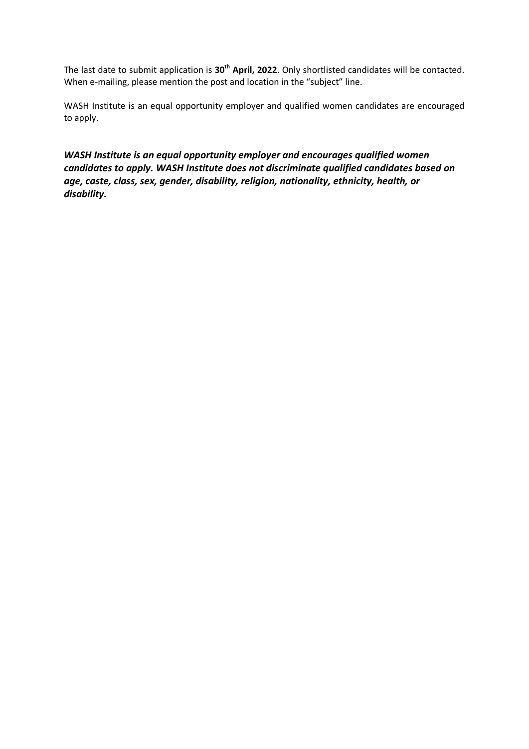The last date to submit application is **30th April, 2022**. Only shortlisted candidates will be contacted. When e-mailing, please mention the post and location in the "subject" line.

WASH Institute is an equal opportunity employer and qualified women candidates are encouraged to apply.

***WASH Institute is an equal opportunity employer and encourages qualified women candidates to apply. WASH Institute does not discriminate qualified candidates based on age, caste, class, sex, gender, disability, religion, nationality, ethnicity, health, or disability.***